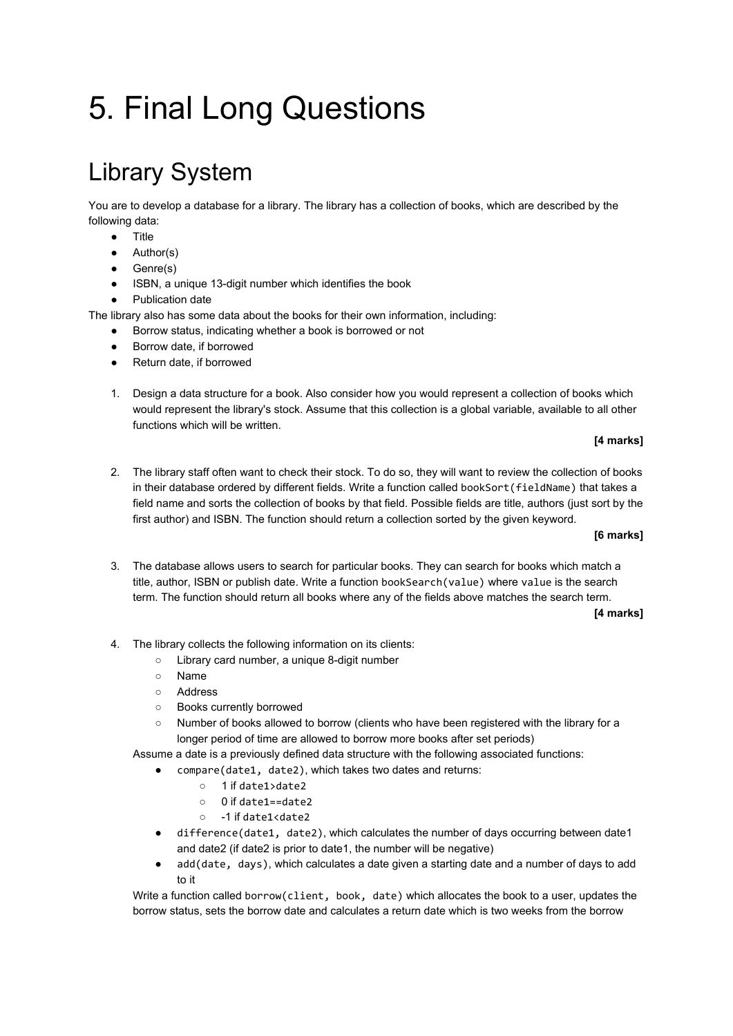# 5. Final Long Questions

## Library System

You are to develop a database for a library. The library has a collection of books, which are described by the following data:

- Title
- Author(s)
- Genre(s)
- ISBN, a unique 13-digit number which identifies the book
- Publication date

The library also has some data about the books for their own information, including:

- Borrow status, indicating whether a book is borrowed or not
- Borrow date, if borrowed
- Return date, if borrowed

1. Design a data structure for a book. Also consider how you would represent a collection of books which would represent the library's stock. Assume that this collection is a global variable, available to all other functions which will be written.

   **[4 marks]**

2. The library staff often want to check their stock. To do so, they will want to review the collection of books in their database ordered by different fields. Write a function called `bookSort(fieldName)` that takes a field name and sorts the collection of books by that field. Possible fields are title, authors (just sort by the first author) and ISBN. The function should return a collection sorted by the given keyword.

   **[6 marks]**

3. The database allows users to search for particular books. They can search for books which match a title, author, ISBN or publish date. Write a function `bookSearch(value)` where `value` is the search term. The function should return all books where any of the fields above matches the search term.

   **[4 marks]**

4. The library collects the following information on its clients:
   - Library card number, a unique 8-digit number
   - Name
   - Address
   - Books currently borrowed
   - Number of books allowed to borrow (clients who have been registered with the library for a longer period of time are allowed to borrow more books after set periods)

   Assume a date is a previously defined data structure with the following associated functions:

   - `compare(date1, date2)`, which takes two dates and returns:
     - 1 if `date1>date2`
     - 0 if `date1==date2`
     - -1 if `date1<date2`
   - `difference(date1, date2)`, which calculates the number of days occurring between date1 and date2 (if date2 is prior to date1, the number will be negative)
   - `add(date, days)`, which calculates a date given a starting date and a number of days to add to it

   Write a function called `borrow(client, book, date)` which allocates the book to a user, updates the borrow status, sets the borrow date and calculates a return date which is two weeks from the borrow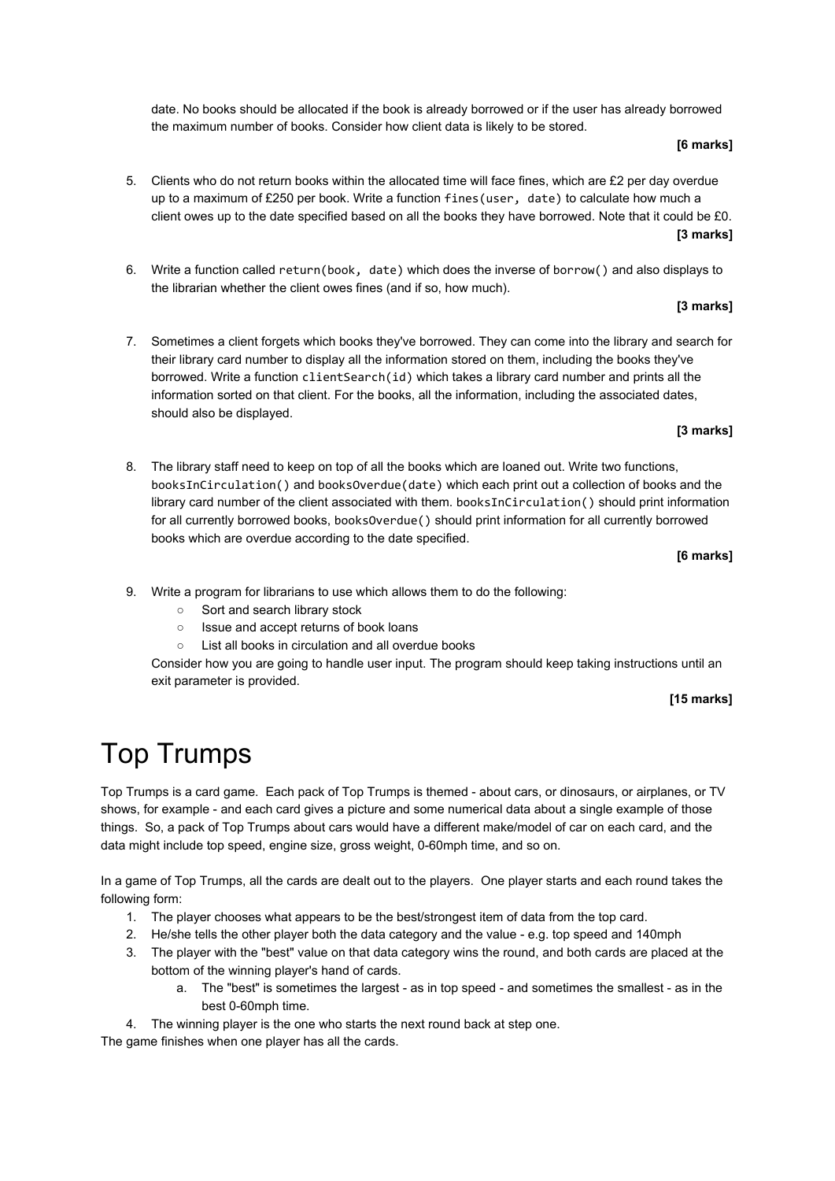date. No books should be allocated if the book is already borrowed or if the user has already borrowed the maximum number of books. Consider how client data is likely to be stored.

**[6 marks]**

5. Clients who do not return books within the allocated time will face fines, which are £2 per day overdue up to a maximum of £250 per book. Write a function `fines(user, date)` to calculate how much a client owes up to the date specified based on all the books they have borrowed. Note that it could be £0.

   **[3 marks]**

6. Write a function called `return(book, date)` which does the inverse of `borrow()` and also displays to the librarian whether the client owes fines (and if so, how much).

   **[3 marks]**

7. Sometimes a client forgets which books they've borrowed. They can come into the library and search for their library card number to display all the information stored on them, including the books they've borrowed. Write a function `clientSearch(id)` which takes a library card number and prints all the information sorted on that client. For the books, all the information, including the associated dates, should also be displayed.

   **[3 marks]**

8. The library staff need to keep on top of all the books which are loaned out. Write two functions, `booksInCirculation()` and `booksOverdue(date)` which each print out a collection of books and the library card number of the client associated with them. `booksInCirculation()` should print information for all currently borrowed books, `booksOverdue()` should print information for all currently borrowed books which are overdue according to the date specified.

   **[6 marks]**

9. Write a program for librarians to use which allows them to do the following:
   - Sort and search library stock
   - Issue and accept returns of book loans
   - List all books in circulation and all overdue books

   Consider how you are going to handle user input. The program should keep taking instructions until an exit parameter is provided.

   **[15 marks]**

# Top Trumps

Top Trumps is a card game. Each pack of Top Trumps is themed - about cars, or dinosaurs, or airplanes, or TV shows, for example - and each card gives a picture and some numerical data about a single example of those things. So, a pack of Top Trumps about cars would have a different make/model of car on each card, and the data might include top speed, engine size, gross weight, 0-60mph time, and so on.

In a game of Top Trumps, all the cards are dealt out to the players. One player starts and each round takes the following form:

1. The player chooses what appears to be the best/strongest item of data from the top card.
2. He/she tells the other player both the data category and the value - e.g. top speed and 140mph
3. The player with the "best" value on that data category wins the round, and both cards are placed at the bottom of the winning player's hand of cards.
   a. The "best" is sometimes the largest - as in top speed - and sometimes the smallest - as in the best 0-60mph time.
4. The winning player is the one who starts the next round back at step one.

The game finishes when one player has all the cards.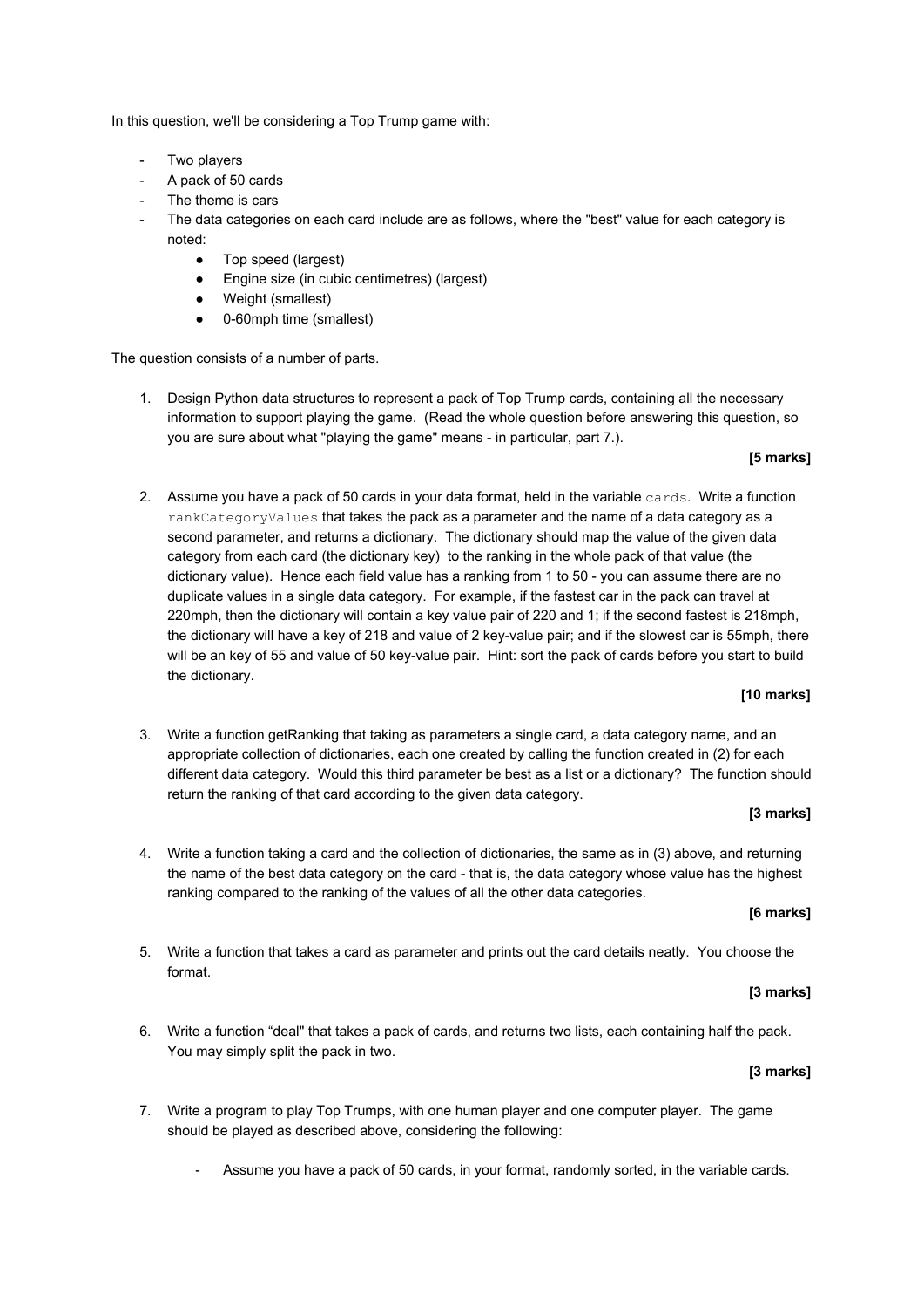In this question, we'll be considering a Top Trump game with:

- Two players
- A pack of 50 cards
- The theme is cars
- The data categories on each card include are as follows, where the "best" value for each category is noted:
    - Top speed (largest)
    - Engine size (in cubic centimetres) (largest)
    - Weight (smallest)
    - 0-60mph time (smallest)

The question consists of a number of parts.

1. Design Python data structures to represent a pack of Top Trump cards, containing all the necessary information to support playing the game. (Read the whole question before answering this question, so you are sure about what "playing the game" means - in particular, part 7.).

   **[5 marks]**

2. Assume you have a pack of 50 cards in your data format, held in the variable `cards`. Write a function `rankCategoryValues` that takes the pack as a parameter and the name of a data category as a second parameter, and returns a dictionary. The dictionary should map the value of the given data category from each card (the dictionary key) to the ranking in the whole pack of that value (the dictionary value). Hence each field value has a ranking from 1 to 50 - you can assume there are no duplicate values in a single data category. For example, if the fastest car in the pack can travel at 220mph, then the dictionary will contain a key value pair of 220 and 1; if the second fastest is 218mph, the dictionary will have a key of 218 and value of 2 key-value pair; and if the slowest car is 55mph, there will be an key of 55 and value of 50 key-value pair. Hint: sort the pack of cards before you start to build the dictionary.

   **[10 marks]**

3. Write a function getRanking that taking as parameters a single card, a data category name, and an appropriate collection of dictionaries, each one created by calling the function created in (2) for each different data category. Would this third parameter be best as a list or a dictionary? The function should return the ranking of that card according to the given data category.

   **[3 marks]**

4. Write a function taking a card and the collection of dictionaries, the same as in (3) above, and returning the name of the best data category on the card - that is, the data category whose value has the highest ranking compared to the ranking of the values of all the other data categories.

   **[6 marks]**

5. Write a function that takes a card as parameter and prints out the card details neatly. You choose the format.

   **[3 marks]**

6. Write a function "deal" that takes a pack of cards, and returns two lists, each containing half the pack. You may simply split the pack in two.

   **[3 marks]**

7. Write a program to play Top Trumps, with one human player and one computer player. The game should be played as described above, considering the following:

    - Assume you have a pack of 50 cards, in your format, randomly sorted, in the variable cards.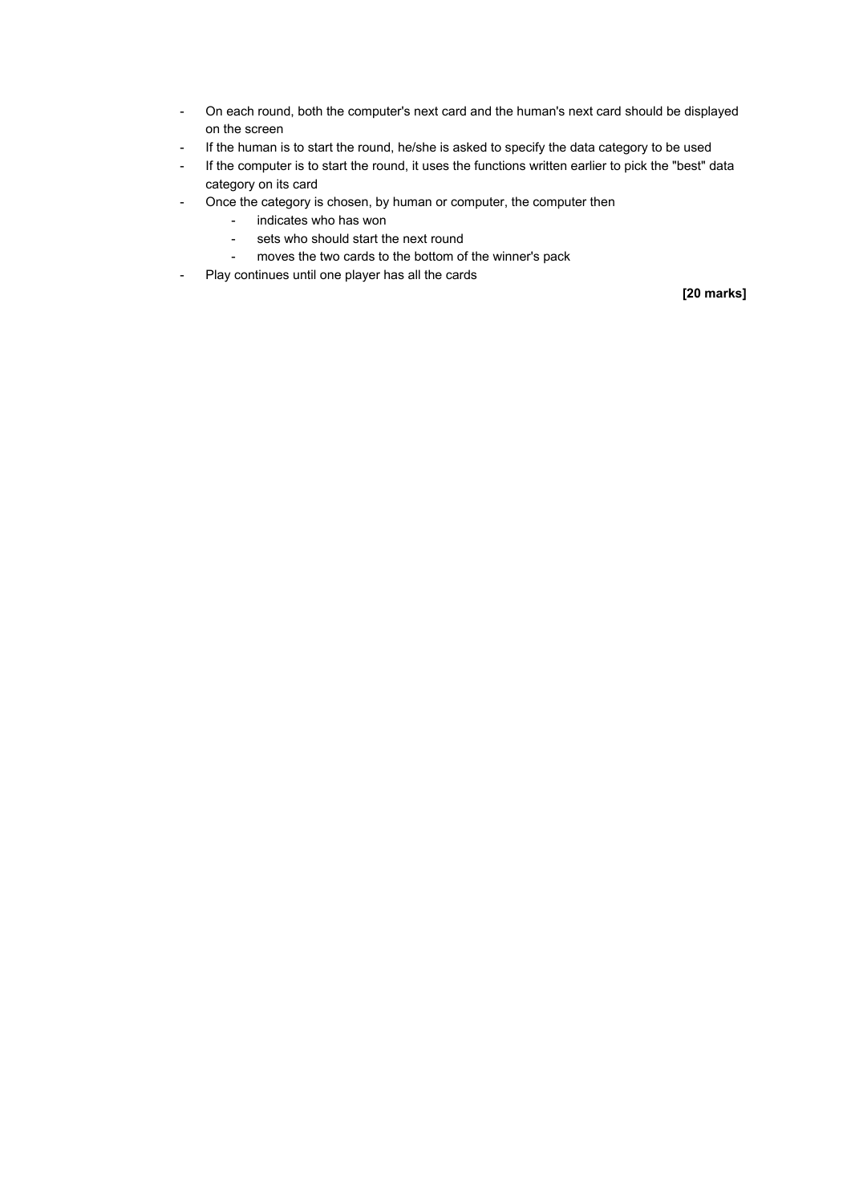- On each round, both the computer's next card and the human's next card should be displayed on the screen
- If the human is to start the round, he/she is asked to specify the data category to be used
- If the computer is to start the round, it uses the functions written earlier to pick the "best" data category on its card
- Once the category is chosen, by human or computer, the computer then
    - indicates who has won
    - sets who should start the next round
    - moves the two cards to the bottom of the winner's pack
- Play continues until one player has all the cards

**[20 marks]**